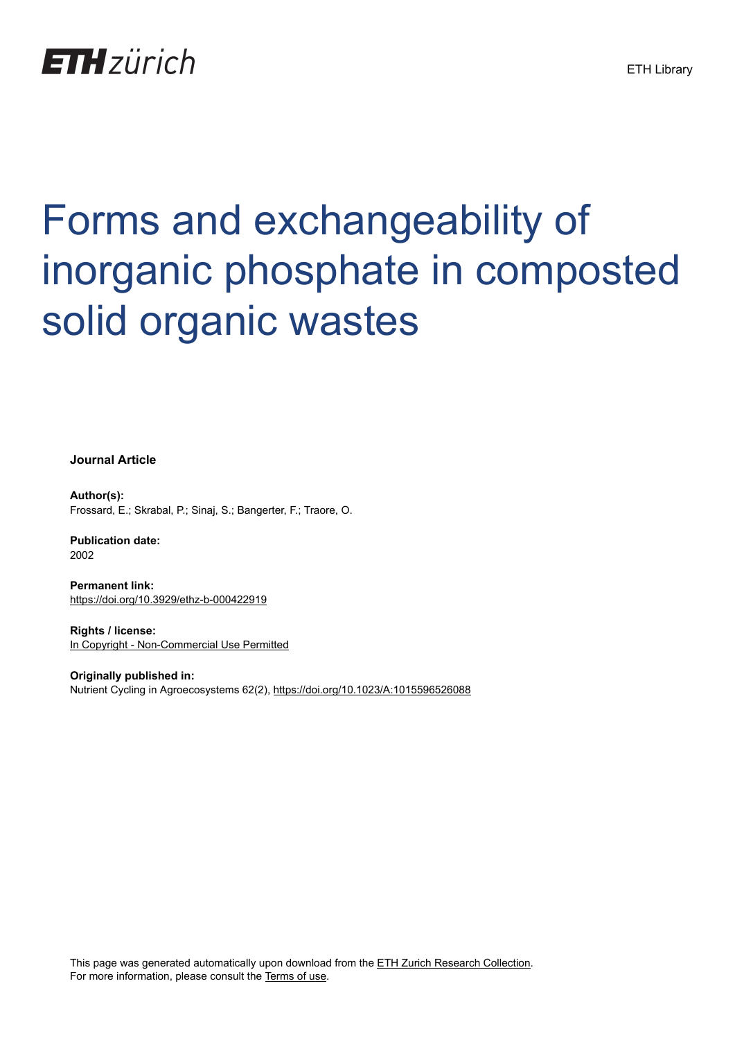ETH zürich

ETH Library

# Forms and exchangeability of inorganic phosphate in composted solid organic wastes

**Journal Article**

**Author(s):**
Frossard, E.; Skrabal, P.; Sinaj, S.; Bangerter, F.; Traore, O.

**Publication date:**
2002

**Permanent link:**
https://doi.org/10.3929/ethz-b-000422919

**Rights / license:**
In Copyright - Non-Commercial Use Permitted

**Originally published in:**
Nutrient Cycling in Agroecosystems 62(2), https://doi.org/10.1023/A:1015596526088

This page was generated automatically upon download from the ETH Zurich Research Collection.
For more information, please consult the Terms of use.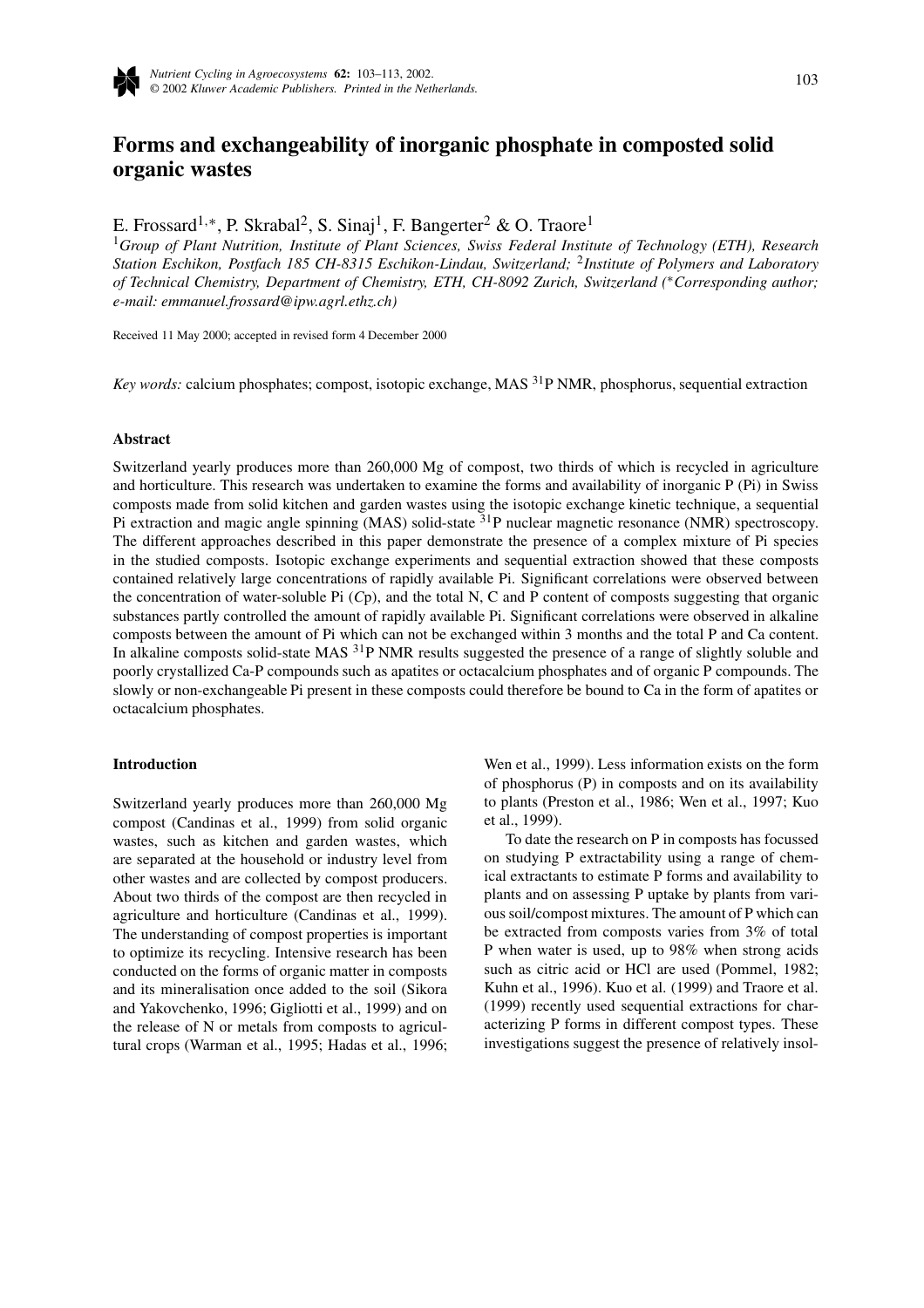# Forms and exchangeability of inorganic phosphate in composted solid organic wastes

E. Frossard[1,*], P. Skrabal[2], S. Sinaj[1], F. Bangerter[2] & O. Traore[1]

[1]*Group of Plant Nutrition, Institute of Plant Sciences, Swiss Federal Institute of Technology (ETH), Research Station Eschikon, Postfach 185 CH-8315 Eschikon-Lindau, Switzerland;* [2]*Institute of Polymers and Laboratory of Technical Chemistry, Department of Chemistry, ETH, CH-8092 Zurich, Switzerland (*Corresponding author; e-mail: emmanuel.frossard@ipw.agrl.ethz.ch)*

Received 11 May 2000; accepted in revised form 4 December 2000

*Key words:* calcium phosphates; compost, isotopic exchange, MAS $^{31}$P NMR, phosphorus, sequential extraction

## Abstract

Switzerland yearly produces more than 260,000 Mg of compost, two thirds of which is recycled in agriculture and horticulture. This research was undertaken to examine the forms and availability of inorganic P (Pi) in Swiss composts made from solid kitchen and garden wastes using the isotopic exchange kinetic technique, a sequential Pi extraction and magic angle spinning (MAS) solid-state $^{31}$P nuclear magnetic resonance (NMR) spectroscopy. The different approaches described in this paper demonstrate the presence of a complex mixture of Pi species in the studied composts. Isotopic exchange experiments and sequential extraction showed that these composts contained relatively large concentrations of rapidly available Pi. Significant correlations were observed between the concentration of water-soluble Pi (*C*p), and the total N, C and P content of composts suggesting that organic substances partly controlled the amount of rapidly available Pi. Significant correlations were observed in alkaline composts between the amount of Pi which can not be exchanged within 3 months and the total P and Ca content. In alkaline composts solid-state MAS $^{31}$P NMR results suggested the presence of a range of slightly soluble and poorly crystallized Ca-P compounds such as apatites or octacalcium phosphates and of organic P compounds. The slowly or non-exchangeable Pi present in these composts could therefore be bound to Ca in the form of apatites or octacalcium phosphates.

## Introduction

Switzerland yearly produces more than 260,000 Mg compost (Candinas et al., 1999) from solid organic wastes, such as kitchen and garden wastes, which are separated at the household or industry level from other wastes and are collected by compost producers. About two thirds of the compost are then recycled in agriculture and horticulture (Candinas et al., 1999). The understanding of compost properties is important to optimize its recycling. Intensive research has been conducted on the forms of organic matter in composts and its mineralisation once added to the soil (Sikora and Yakovchenko, 1996; Gigliotti et al., 1999) and on the release of N or metals from composts to agricultural crops (Warman et al., 1995; Hadas et al., 1996; Wen et al., 1999). Less information exists on the form of phosphorus (P) in composts and on its availability to plants (Preston et al., 1986; Wen et al., 1997; Kuo et al., 1999).

To date the research on P in composts has focussed on studying P extractability using a range of chemical extractants to estimate P forms and availability to plants and on assessing P uptake by plants from various soil/compost mixtures. The amount of P which can be extracted from composts varies from 3% of total P when water is used, up to 98% when strong acids such as citric acid or HCl are used (Pommel, 1982; Kuhn et al., 1996). Kuo et al. (1999) and Traore et al. (1999) recently used sequential extractions for characterizing P forms in different compost types. These investigations suggest the presence of relatively insol-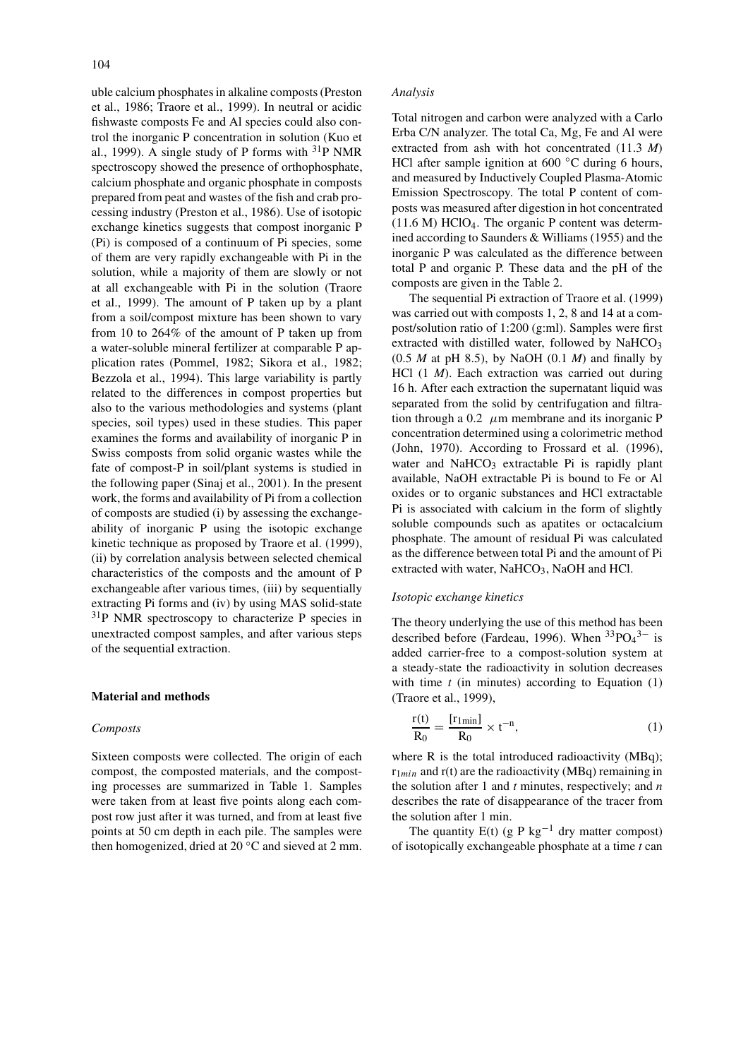uble calcium phosphates in alkaline composts (Preston et al., 1986; Traore et al., 1999). In neutral or acidic fishwaste composts Fe and Al species could also control the inorganic P concentration in solution (Kuo et al., 1999). A single study of P forms with $^{31}P$ NMR spectroscopy showed the presence of orthophosphate, calcium phosphate and organic phosphate in composts prepared from peat and wastes of the fish and crab processing industry (Preston et al., 1986). Use of isotopic exchange kinetics suggests that compost inorganic P (Pi) is composed of a continuum of Pi species, some of them are very rapidly exchangeable with Pi in the solution, while a majority of them are slowly or not at all exchangeable with Pi in the solution (Traore et al., 1999). The amount of P taken up by a plant from a soil/compost mixture has been shown to vary from 10 to 264% of the amount of P taken up from a water-soluble mineral fertilizer at comparable P application rates (Pommel, 1982; Sikora et al., 1982; Bezzola et al., 1994). This large variability is partly related to the differences in compost properties but also to the various methodologies and systems (plant species, soil types) used in these studies. This paper examines the forms and availability of P in Swiss composts from solid organic wastes while the fate of compost-P in soil/plant systems is studied in the following paper (Sinaj et al., 2001). In the present work, the forms and availability of Pi from a collection of composts are studied (i) by assessing the exchangeability of inorganic P using the isotopic exchange kinetic technique as proposed by Traore et al. (1999), (ii) by correlation analysis between selected chemical characteristics of the composts and the amount of P exchangeable after various times, (iii) by sequentially extracting Pi forms and (iv) by using MAS solid-state $^{31}P$ NMR spectroscopy to characterize P species in unextracted compost samples, and after various steps of the sequential extraction.

## Material and methods

### *Composts*

Sixteen composts were collected. The origin of each compost, the composted materials, and the composting processes are summarized in Table 1. Samples were taken from at least five points along each compost row just after it was turned, and from at least five points at 50 cm depth in each pile. The samples were then homogenized, dried at 20 °C and sieved at 2 mm.

### *Analysis*

Total nitrogen and carbon were analyzed with a Carlo Erba C/N analyzer. The total Ca, Mg, Fe and Al were extracted from ash with hot concentrated (11.3 *M*) HCl after sample ignition at 600 °C during 6 hours, and measured by Inductively Coupled Plasma-Atomic Emission Spectroscopy. The total P content of composts was measured after digestion in hot concentrated (11.6 M) $HClO_4$. The organic P content was determined according to Saunders & Williams (1955) and the inorganic P was calculated as the difference between total P and organic P. These data and the pH of the composts are given in the Table 2.

The sequential Pi extraction of Traore et al. (1999) was carried out with composts 1, 2, 8 and 14 at a compost/solution ratio of 1:200 (g:ml). Samples were first extracted with distilled water, followed by $NaHCO_3$ (0.5 *M* at pH 8.5), by NaOH (0.1 *M*) and finally by HCl (1 *M*). Each extraction was carried out during 16 h. After each extraction the supernatant liquid was separated from the solid by centrifugation and filtration through a 0.2 $\mu$m membrane and its inorganic P concentration determined using a colorimetric method (John, 1970). According to Frossard et al. (1996), water and $NaHCO_3$ extractable Pi is rapidly plant available, NaOH extractable Pi is bound to Fe or Al oxides or to organic substances and HCl extractable Pi is associated with calcium in the form of slightly soluble compounds such as apatites or octacalcium phosphate. The amount of residual Pi was calculated as the difference between total Pi and the amount of Pi extracted with water, $NaHCO_3$, NaOH and HCl.

### *Isotopic exchange kinetics*

The theory underlying the use of this method has been described before (Fardeau, 1996). When $^{33}PO_4{}^{3-}$ is added carrier-free to a compost-solution system at a steady-state the radioactivity in solution decreases with time *t* (in minutes) according to Equation (1) (Traore et al., 1999),

$$\frac{r(t)}{R_0} = \frac{[r_{1min}]}{R_0} \times t^{-n}, \tag{1}$$

where R is the total introduced radioactivity (MBq); $r_{1min}$ and r(t) are the radioactivity (MBq) remaining in the solution after 1 and *t* minutes, respectively; and *n* describes the rate of disappearance of the tracer from the solution after 1 min.

The quantity E(t) (g P $kg^{-1}$ dry matter compost) of isotopically exchangeable phosphate at a time *t* can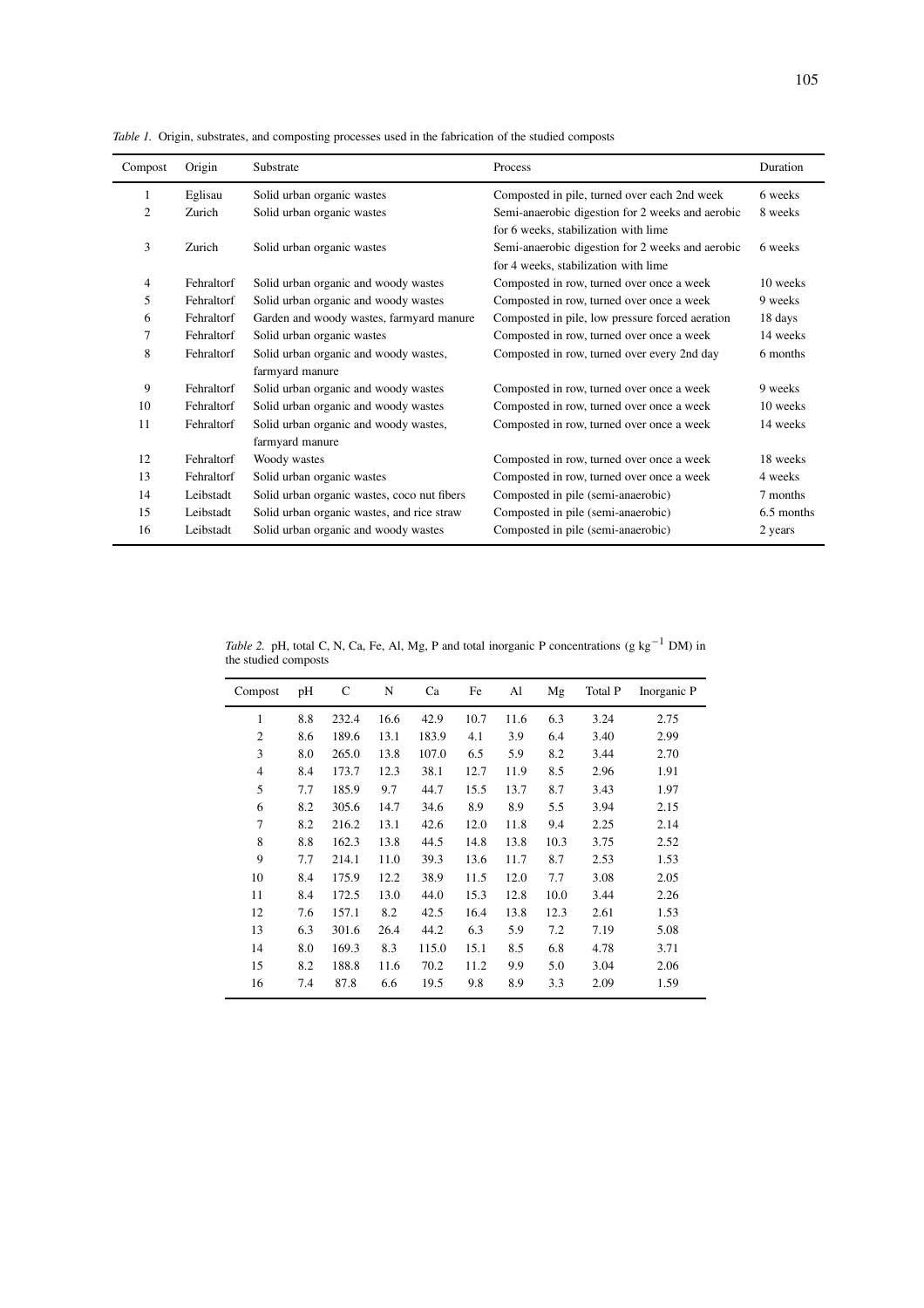*Table 1.* Origin, substrates, and composting processes used in the fabrication of the studied composts

| Compost | Origin | Substrate | Process | Duration |
|---|---|---|---|---|
| 1 | Eglisau | Solid urban organic wastes | Composted in pile, turned over each 2nd week | 6 weeks |
| 2 | Zurich | Solid urban organic wastes | Semi-anaerobic digestion for 2 weeks and aerobic for 6 weeks, stabilization with lime | 8 weeks |
| 3 | Zurich | Solid urban organic wastes | Semi-anaerobic digestion for 2 weeks and aerobic for 4 weeks, stabilization with lime | 6 weeks |
| 4 | Fehraltorf | Solid urban organic and woody wastes | Composted in row, turned over once a week | 10 weeks |
| 5 | Fehraltorf | Solid urban organic and woody wastes | Composted in row, turned over once a week | 9 weeks |
| 6 | Fehraltorf | Garden and woody wastes, farmyard manure | Composted in pile, low pressure forced aeration | 18 days |
| 7 | Fehraltorf | Solid urban organic wastes | Composted in row, turned over once a week | 14 weeks |
| 8 | Fehraltorf | Solid urban organic and woody wastes, farmyard manure | Composted in row, turned over every 2nd day | 6 months |
| 9 | Fehraltorf | Solid urban organic and woody wastes | Composted in row, turned over once a week | 9 weeks |
| 10 | Fehraltorf | Solid urban organic and woody wastes | Composted in row, turned over once a week | 10 weeks |
| 11 | Fehraltorf | Solid urban organic and woody wastes, farmyard manure | Composted in row, turned over once a week | 14 weeks |
| 12 | Fehraltorf | Woody wastes | Composted in row, turned over once a week | 18 weeks |
| 13 | Fehraltorf | Solid urban organic wastes | Composted in row, turned over once a week | 4 weeks |
| 14 | Leibstadt | Solid urban organic wastes, coco nut fibers | Composted in pile (semi-anaerobic) | 7 months |
| 15 | Leibstadt | Solid urban organic wastes, and rice straw | Composted in pile (semi-anaerobic) | 6.5 months |
| 16 | Leibstadt | Solid urban organic and woody wastes | Composted in pile (semi-anaerobic) | 2 years |

*Table 2.* pH, total C, N, Ca, Fe, Al, Mg, P and total inorganic P concentrations (g $kg^{-1}$ DM) in the studied composts

| Compost | pH | C | N | Ca | Fe | Al | Mg | Total P | Inorganic P |
|---|---|---|---|---|---|---|---|---|---|
| 1 | 8.8 | 232.4 | 16.6 | 42.9 | 10.7 | 11.6 | 6.3 | 3.24 | 2.75 |
| 2 | 8.6 | 189.6 | 13.1 | 183.9 | 4.1 | 3.9 | 6.4 | 3.40 | 2.99 |
| 3 | 8.0 | 265.0 | 13.8 | 107.0 | 6.5 | 5.9 | 8.2 | 3.44 | 2.70 |
| 4 | 8.4 | 173.7 | 12.3 | 38.1 | 12.7 | 11.9 | 8.5 | 2.96 | 1.91 |
| 5 | 7.7 | 185.9 | 9.7 | 44.7 | 15.5 | 13.7 | 8.7 | 3.43 | 1.97 |
| 6 | 8.2 | 305.6 | 14.7 | 34.6 | 8.9 | 8.9 | 5.5 | 3.94 | 2.15 |
| 7 | 8.2 | 216.2 | 13.1 | 42.6 | 12.0 | 11.8 | 9.4 | 2.25 | 2.14 |
| 8 | 8.8 | 162.3 | 13.8 | 44.5 | 14.8 | 13.8 | 10.3 | 3.75 | 2.52 |
| 9 | 7.7 | 214.1 | 11.0 | 39.3 | 13.6 | 11.7 | 8.7 | 2.53 | 1.53 |
| 10 | 8.4 | 175.9 | 12.2 | 38.9 | 11.5 | 12.0 | 7.7 | 3.08 | 2.05 |
| 11 | 8.4 | 172.5 | 13.0 | 44.0 | 15.3 | 12.8 | 10.0 | 3.44 | 2.26 |
| 12 | 7.6 | 157.1 | 8.2 | 42.5 | 16.4 | 13.8 | 12.3 | 2.61 | 1.53 |
| 13 | 6.3 | 301.6 | 26.4 | 44.2 | 6.3 | 5.9 | 7.2 | 7.19 | 5.08 |
| 14 | 8.0 | 169.3 | 8.3 | 115.0 | 15.1 | 8.5 | 6.8 | 4.78 | 3.71 |
| 15 | 8.2 | 188.8 | 11.6 | 70.2 | 11.2 | 9.9 | 5.0 | 3.04 | 2.06 |
| 16 | 7.4 | 87.8 | 6.6 | 19.5 | 9.8 | 8.9 | 3.3 | 2.09 | 1.59 |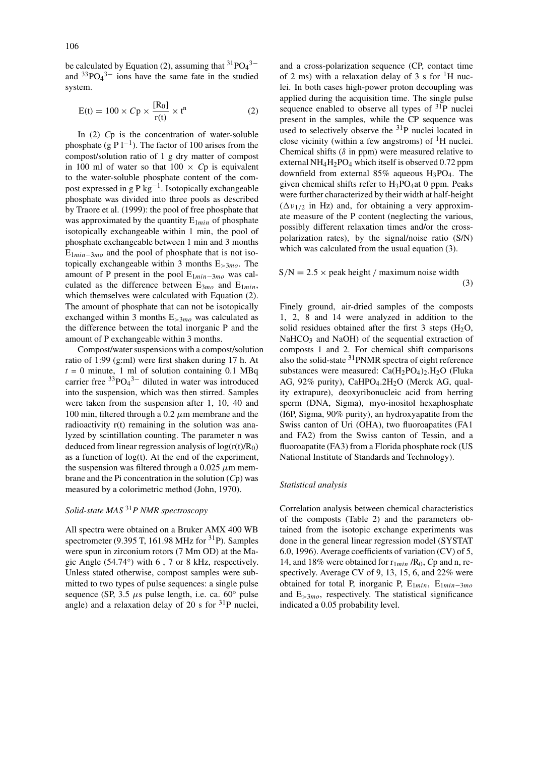be calculated by Equation (2), assuming that $^{31}PO_4{}^{3-}$ and $^{33}PO_4{}^{3-}$ ions have the same fate in the studied system.

$$E(t) = 100 \times Cp \times \frac{[R_0]}{r(t)} \times t^n \qquad (2)$$

In (2) $Cp$ is the concentration of water-soluble phosphate (g P $l^{-1}$). The factor of 100 arises from the compost/solution ratio of 1 g dry matter of compost in 100 ml of water so that $100 \times Cp$ is equivalent to the water-soluble phosphate content of the compost expressed in g P $kg^{-1}$. Isotopically exchangeable phosphate was divided into three pools as described by Traore et al. (1999): the pool of free phosphate that was approximated by the quantity $E_{1min}$ of phosphate isotopically exchangeable within 1 min, the pool of phosphate exchangeable between 1 min and 3 months $E_{1min-3mo}$ and the pool of phosphate that is not isotopically exchangeable within 3 months $E_{>3mo}$. The amount of P present in the pool $E_{1min-3mo}$ was calculated as the difference between $E_{3mo}$ and $E_{1min}$, which themselves were calculated with Equation (2). The amount of phosphate that can not be isotopically exchanged within 3 months $E_{>3mo}$ was calculated as the difference between the total inorganic P and the amount of P exchangeable within 3 months.

Compost/water suspensions with a compost/solution ratio of 1:99 (g:ml) were first shaken during 17 h. At $t$ = 0 minute, 1 ml of solution containing 0.1 MBq carrier free $^{33}PO_4{}^{3-}$ diluted in water was introduced into the suspension, which was then stirred. Samples were taken from the suspension after 1, 10, 40 and 100 min, filtered through a 0.2 $\mu$m membrane and the radioactivity r(t) remaining in the solution was analyzed by scintillation counting. The parameter n was deduced from linear regression analysis of $\log(r(t)/R_0)$ as a function of $\log(t)$. At the end of the experiment, the suspension was filtered through a 0.025 $\mu$m membrane and the Pi concentration in the solution ($Cp$) was measured by a colorimetric method (John, 1970).

### *Solid-state MAS $^{31}$P NMR spectroscopy*

All spectra were obtained on a Bruker AMX 400 WB spectrometer (9.395 T, 161.98 MHz for $^{31}$P). Samples were spun in zirconium rotors (7 Mm OD) at the Magic Angle (54.74°) with 6 , 7 or 8 kHz, respectively. Unless stated otherwise, compost samples were submitted to two types of pulse sequences: a single pulse sequence (SP, 3.5 $\mu$s pulse length, i.e. ca. 60° pulse angle) and a relaxation delay of 20 s for $^{31}$P nuclei, and a cross-polarization sequence (CP, contact time of 2 ms) with a relaxation delay of 3 s for $^{1}$H nuclei. In both cases high-power proton decoupling was applied during the acquisition time. The single pulse sequence enabled to observe all types of $^{31}$P nuclei present in the samples, while the CP sequence was used to selectively observe the $^{31}$P nuclei located in close vicinity (within a few angstroms) of $^{1}$H nuclei. Chemical shifts ($\delta$ in ppm) were measured relative to external $NH_4H_2PO_4$ which itself is observed 0.72 ppm downfield from external 85% aqueous $H_3PO_4$. The given chemical shifts refer to $H_3PO_4$at 0 ppm. Peaks were further characterized by their width at half-height ($\Delta\nu_{1/2}$ in Hz) and, for obtaining a very approximate measure of the P content (neglecting the various, possibly different relaxation times and/or the cross-polarization rates), by the signal/noise ratio (S/N) which was calculated from the usual equation (3).

$$S/N = 2.5 \times \text{peak height / maximum noise width} \qquad (3)$$

Finely ground, air-dried samples of the composts 1, 2, 8 and 14 were analyzed in addition to the solid residues obtained after the first 3 steps ($H_2O$, $NaHCO_3$ and NaOH) of the sequential extraction of composts 1 and 2. For chemical shift comparisons also the solid-state $^{31}$PNMR spectra of eight reference substances were measured: $Ca(H_2PO_4)_2.H_2O$ (Fluka AG, 92% purity), $CaHPO_4.2H_2O$ (Merck AG, quality extrapure), deoxyribonucleic acid from herring sperm (DNA, Sigma), myo-inositol hexaphosphate (I6P, Sigma, 90% purity), an hydroxyapatite from the Swiss canton of Uri (OHA), two fluoroapatites (FA1 and FA2) from the Swiss canton of Tessin, and a fluoroapatite (FA3) from a Florida phosphate rock (US National Institute of Standards and Technology).

### *Statistical analysis*

Correlation analysis between chemical characteristics of the composts (Table 2) and the parameters obtained from the isotopic exchange experiments was done in the general linear regression model (SYSTAT 6.0, 1996). Average coefficients of variation (CV) of 5, 14, and 18% were obtained for $r_{1min}/R_0$, $Cp$ and n, respectively. Average CV of 9, 13, 15, 6, and 22% were obtained for total P, inorganic P, $E_{1min}$, $E_{1min-3mo}$ and $E_{>3mo}$, respectively. The statistical significance indicated a 0.05 probability level.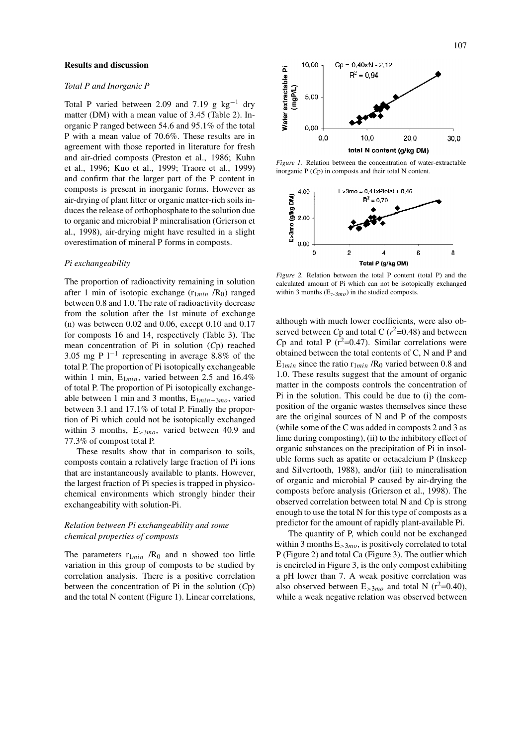## Results and discussion

### *Total P and Inorganic P*

Total P varied between 2.09 and 7.19 g $kg^{-1}$ dry matter (DM) with a mean value of 3.45 (Table 2). Inorganic P ranged between 54.6 and 95.1% of the total P with a mean value of 70.6%. These results are in agreement with those reported in literature for fresh and air-dried composts (Preston et al., 1986; Kuhn et al., 1996; Kuo et al., 1999; Traore et al., 1999) and confirm that the larger part of the P content in composts is present in inorganic forms. However as air-drying of plant litter or organic matter-rich soils induces the release of orthophosphate to the solution due to organic and microbial P mineralisation (Grierson et al., 1998), air-drying might have resulted in a slight overestimation of mineral P forms in composts.

### *Pi exchangeability*

The proportion of radioactivity remaining in solution after 1 min of isotopic exchange ($r_{1min}$ /$R_0$) ranged between 0.8 and 1.0. The rate of radioactivity decrease from the solution after the 1st minute of exchange (n) was between 0.02 and 0.06, except 0.10 and 0.17 for composts 16 and 14, respectively (Table 3). The mean concentration of Pi in solution (*C*p) reached 3.05 mg P $l^{-1}$ representing in average 8.8% of the total P. The proportion of Pi isotopically exchangeable within 1 min, $E_{1min}$, varied between 2.5 and 16.4% of total P. The proportion of Pi isotopically exchangeable between 1 min and 3 months, $E_{1min-3mo}$, varied between 3.1 and 17.1% of total P. Finally the proportion of Pi which could not be isotopically exchanged within 3 months, $E_{>3mo}$, varied between 40.9 and 77.3% of compost total P.

These results show that in comparison to soils, composts contain a relatively large fraction of Pi ions that are instantaneously available to plants. However, the largest fraction of Pi species is trapped in physico-chemical environments which strongly hinder their exchangeability with solution-Pi.

### *Relation between Pi exchangeability and some chemical properties of composts*

The parameters $r_{1min}$ /$R_0$ and n showed too little variation in this group of composts to be studied by correlation analysis. There is a positive correlation between the concentration of Pi in the solution (*C*p) and the total N content (Figure 1). Linear correlations,

*Figure 1.* Relation between the concentration of water-extractable inorganic P (*C*p) in composts and their total N content.

*Figure 2.* Relation between the total P content (total P) and the calculated amount of Pi which can not be isotopically exchanged within 3 months ($E_{>3mo}$) in the studied composts.

although with much lower coefficients, were also observed between *C*p and total C ($r^2$=0.48) and between *C*p and total P ($r^2$=0.47). Similar correlations were obtained between the total contents of C, N and P and $E_{1min}$ since the ratio $r_{1min}$ /$R_0$ varied between 0.8 and 1.0. These results suggest that the amount of organic matter in the composts controls the concentration of Pi in the solution. This could be due to (i) the composition of the organic wastes themselves since these are the original sources of N and P of the composts (while some of the C was added in composts 2 and 3 as lime during composting), (ii) to the inhibitory effect of organic substances on the precipitation of Pi in insoluble forms such as apatite or octacalcium P (Inskeep and Silvertooth, 1988), and/or (iii) to mineralisation of organic and microbial P caused by air-drying the composts before analysis (Grierson et al., 1998). The observed correlation between total N and *C*p is strong enough to use the total N for this type of composts as a predictor for the amount of rapidly plant-available Pi.

The quantity of P, which could not be exchanged within 3 months $E_{>3mo}$, is positively correlated to total P (Figure 2) and total Ca (Figure 3). The outlier which is encircled in Figure 3, is the only compost exhibiting a pH lower than 7. A weak positive correlation was also observed between $E_{>3mo}$ and total N ($r^2$=0.40), while a weak negative relation was observed between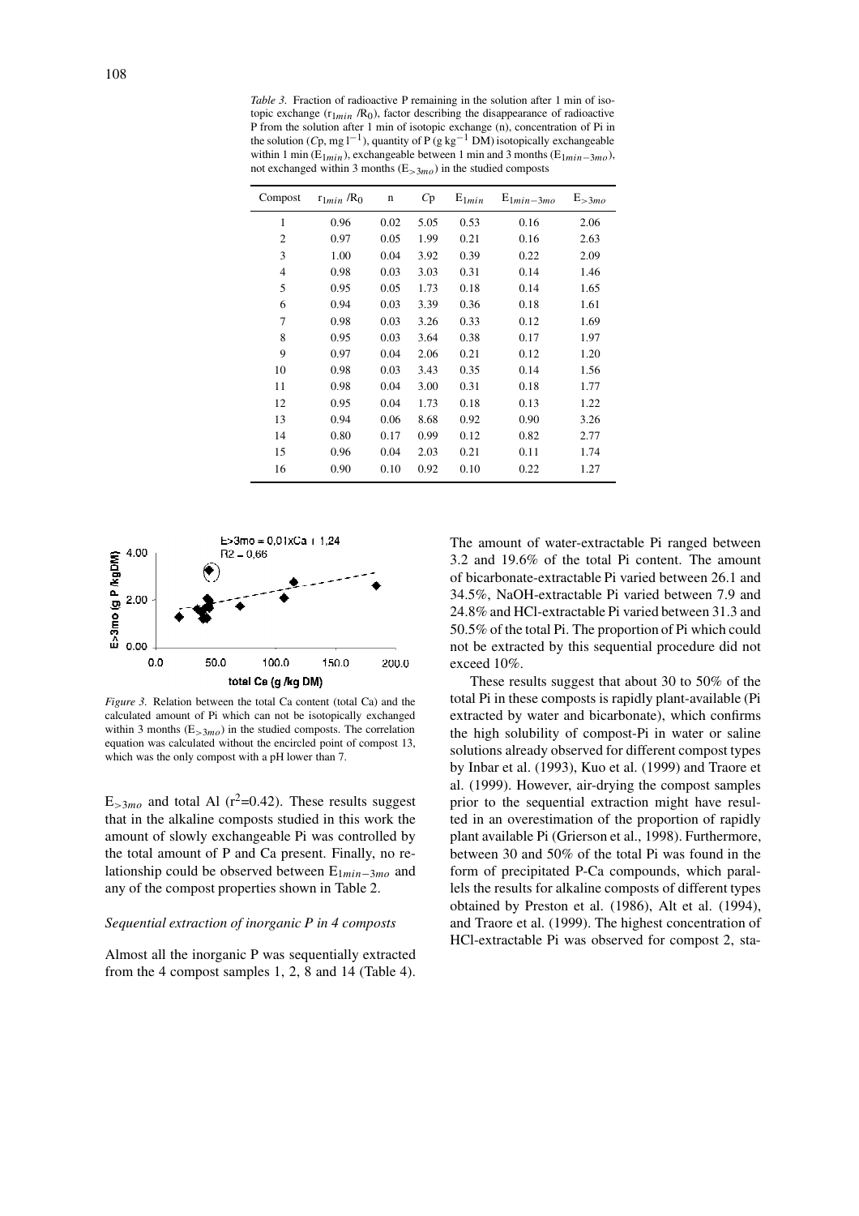*Table 3.* Fraction of radioactive P remaining in the solution after 1 min of isotopic exchange ($r_{1min}$ /$R_0$), factor describing the disappearance of radioactive P from the solution after 1 min of isotopic exchange (n), concentration of Pi in the solution ($Cp$, mg $l^{-1}$), quantity of P (g $kg^{-1}$ DM) isotopically exchangeable within 1 min ($E_{1min}$), exchangeable between 1 min and 3 months ($E_{1min-3mo}$), not exchanged within 3 months ($E_{>3mo}$) in the studied composts

| Compost | $r_{1min}$ /$R_0$ | n | $Cp$ | $E_{1min}$ | $E_{1min-3mo}$ | $E_{>3mo}$ |
|---|---|---|---|---|---|---|
| 1 | 0.96 | 0.02 | 5.05 | 0.53 | 0.16 | 2.06 |
| 2 | 0.97 | 0.05 | 1.99 | 0.21 | 0.16 | 2.63 |
| 3 | 1.00 | 0.04 | 3.92 | 0.39 | 0.22 | 2.09 |
| 4 | 0.98 | 0.03 | 3.03 | 0.31 | 0.14 | 1.46 |
| 5 | 0.95 | 0.05 | 1.73 | 0.18 | 0.14 | 1.65 |
| 6 | 0.94 | 0.03 | 3.39 | 0.36 | 0.18 | 1.61 |
| 7 | 0.98 | 0.03 | 3.26 | 0.33 | 0.12 | 1.69 |
| 8 | 0.95 | 0.03 | 3.64 | 0.38 | 0.17 | 1.97 |
| 9 | 0.97 | 0.04 | 2.06 | 0.21 | 0.12 | 1.20 |
| 10 | 0.98 | 0.03 | 3.43 | 0.35 | 0.14 | 1.56 |
| 11 | 0.98 | 0.04 | 3.00 | 0.31 | 0.18 | 1.77 |
| 12 | 0.95 | 0.04 | 1.73 | 0.18 | 0.13 | 1.22 |
| 13 | 0.94 | 0.06 | 8.68 | 0.92 | 0.90 | 3.26 |
| 14 | 0.80 | 0.17 | 0.99 | 0.12 | 0.82 | 2.77 |
| 15 | 0.96 | 0.04 | 2.03 | 0.21 | 0.11 | 1.74 |
| 16 | 0.90 | 0.10 | 0.92 | 0.10 | 0.22 | 1.27 |

*Figure 3.* Relation between the total Ca content (total Ca) and the calculated amount of Pi which can not be isotopically exchanged within 3 months ($E_{>3mo}$) in the studied composts. The correlation equation was calculated without the encircled point of compost 13, which was the only compost with a pH lower than 7.

$E_{>3mo}$ and total Al ($r^2$=0.42). These results suggest that in the alkaline composts studied in this work the amount of slowly exchangeable Pi was controlled by the total amount of P and Ca present. Finally, no relationship could be observed between $E_{1min-3mo}$ and any of the compost properties shown in Table 2.

### *Sequential extraction of inorganic P in 4 composts*

Almost all the inorganic P was sequentially extracted from the 4 compost samples 1, 2, 8 and 14 (Table 4). The amount of water-extractable Pi ranged between 3.2 and 19.6% of the total Pi content. The amount of bicarbonate-extractable Pi varied between 26.1 and 34.5%, NaOH-extractable Pi varied between 7.9 and 24.8% and HCl-extractable Pi varied between 31.3 and 50.5% of the total Pi. The proportion of Pi which could not be extracted by this sequential procedure did not exceed 10%.

These results suggest that about 30 to 50% of the total Pi in these composts is rapidly plant-available (Pi extracted by water and bicarbonate), which confirms the high solubility of compost-Pi in water or saline solutions already observed for different compost types by Inbar et al. (1993), Kuo et al. (1999) and Traore et al. (1999). However, air-drying the compost samples prior to the sequential extraction might have resulted in an overestimation of the proportion of rapidly plant available Pi (Grierson et al., 1998). Furthermore, between 30 and 50% of the total Pi was found in the form of precipitated P-Ca compounds, which parallels the results for alkaline composts of different types obtained by Preston et al. (1986), Alt et al. (1994), and Traore et al. (1999). The highest concentration of HCl-extractable Pi was observed for compost 2, sta-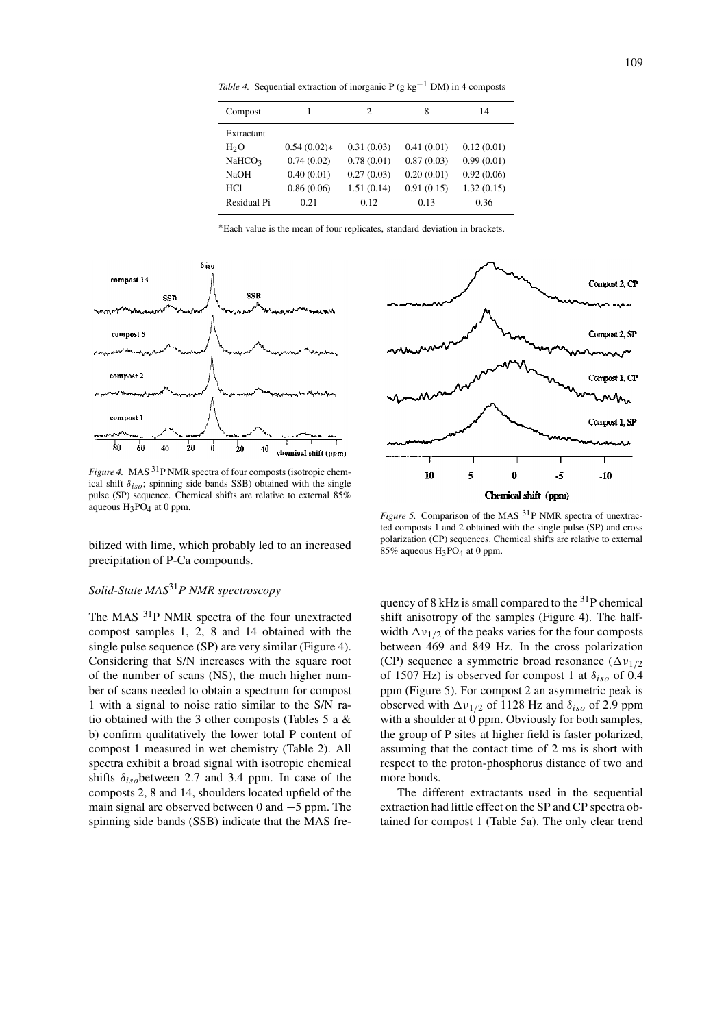*Table 4.* Sequential extraction of inorganic P (g $kg^{-1}$ DM) in 4 composts

| Compost | 1 | 2 | 8 | 14 |
|---|---|---|---|---|
| Extractant | | | | |
| $H_2O$ | 0.54 (0.02)* | 0.31 (0.03) | 0.41 (0.01) | 0.12 (0.01) |
| $NaHCO_3$ | 0.74 (0.02) | 0.78 (0.01) | 0.87 (0.03) | 0.99 (0.01) |
| NaOH | 0.40 (0.01) | 0.27 (0.03) | 0.20 (0.01) | 0.92 (0.06) |
| HCl | 0.86 (0.06) | 1.51 (0.14) | 0.91 (0.15) | 1.32 (0.15) |
| Residual Pi | 0.21 | 0.12 | 0.13 | 0.36 |

*Each value is the mean of four replicates, standard deviation in brackets.

*Figure 4.* MAS $^{31}$P NMR spectra of four composts (isotropic chemical shift $\delta_{iso}$; spinning side bands SSB) obtained with the single pulse (SP) sequence. Chemical shifts are relative to external 85% aqueous $H_3PO_4$ at 0 ppm.

*Figure 5.* Comparison of the MAS $^{31}$P NMR spectra of unextracted composts 1 and 2 obtained with the single pulse (SP) and cross polarization (CP) sequences. Chemical shifts are relative to external 85% aqueous $H_3PO_4$ at 0 ppm.

bilized with lime, which probably led to an increased precipitation of P-Ca compounds.

### *Solid-State MAS$^{31}$P NMR spectroscopy*

The MAS $^{31}$P NMR spectra of the four unextracted compost samples 1, 2, 8 and 14 obtained with the single pulse sequence (SP) are very similar (Figure 4). Considering that S/N increases with the square root of the number of scans (NS), the much higher number of scans needed to obtain a spectrum for compost 1 with a signal to noise ratio similar to the S/N ratio obtained with the 3 other composts (Tables 5 a & b) confirm qualitatively the lower total P content of compost 1 measured in wet chemistry (Table 2). All spectra exhibit a broad signal with isotropic chemical shifts $\delta_{iso}$between 2.7 and 3.4 ppm. In case of the composts 2, 8 and 14, shoulders located upfield of the main signal are observed between 0 and −5 ppm. The spinning side bands (SSB) indicate that the MAS frequency of 8 kHz is small compared to the $^{31}$P chemical shift anisotropy of the samples (Figure 4). The half-width $\Delta\nu_{1/2}$ of the peaks varies for the four composts between 469 and 849 Hz. In the cross polarization (CP) sequence a symmetric broad resonance ($\Delta\nu_{1/2}$ of 1507 Hz) is observed for compost 1 at $\delta_{iso}$ of 0.4 ppm (Figure 5). For compost 2 an asymmetric peak is observed with $\Delta\nu_{1/2}$ of 1128 Hz and $\delta_{iso}$ of 2.9 ppm with a shoulder at 0 ppm. Obviously for both samples, the group of P sites at higher field is faster polarized, assuming that the contact time of 2 ms is short with respect to the proton-phosphorus distance of two and more bonds.

The different extractants used in the sequential extraction had little effect on the SP and CP spectra obtained for compost 1 (Table 5a). The only clear trend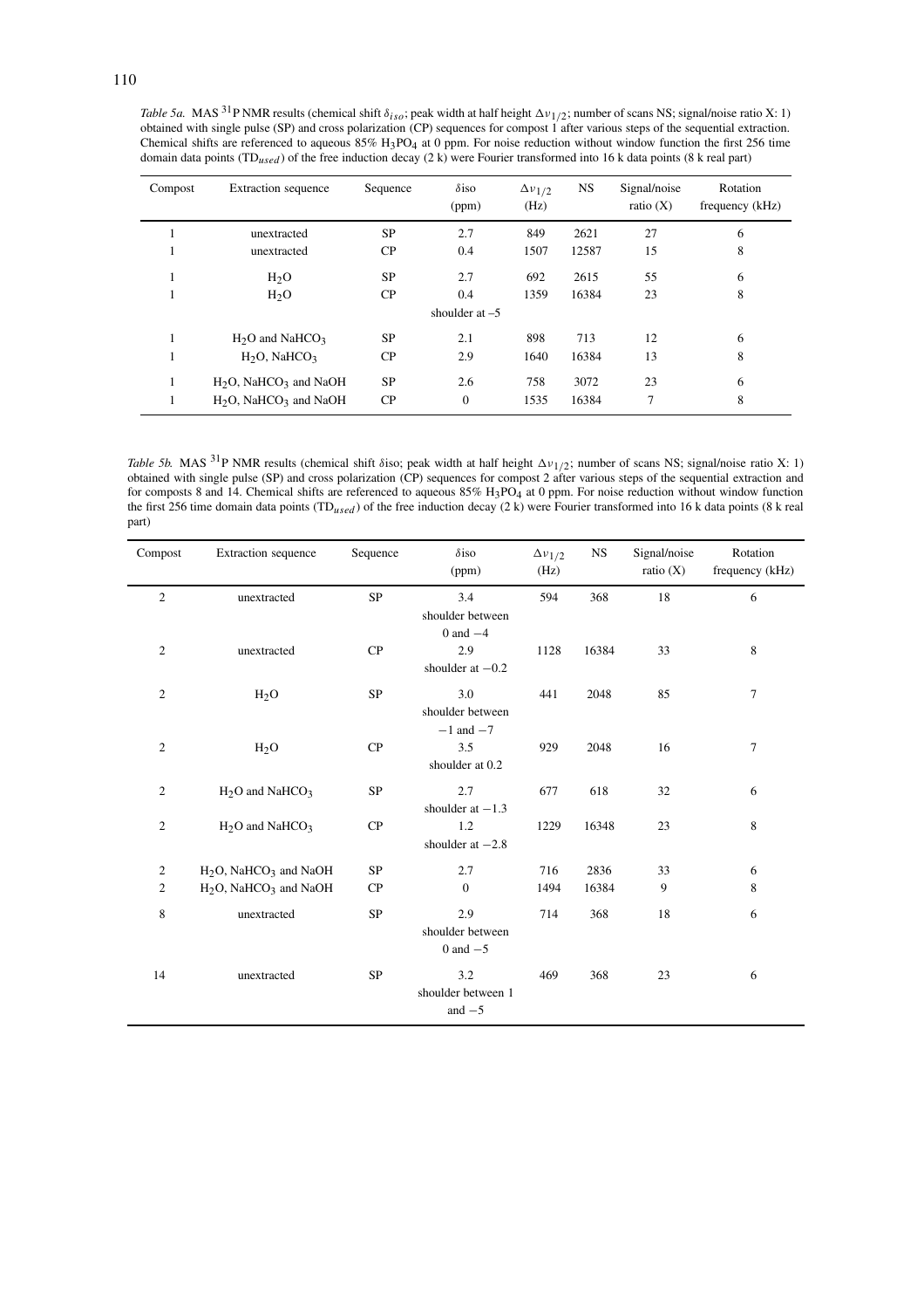*Table 5a.* MAS $^{31}$P NMR results (chemical shift $\delta_{iso}$; peak width at half height $\Delta\nu_{1/2}$; number of scans NS; signal/noise ratio X: 1) obtained with single pulse (SP) and cross polarization (CP) sequences for compost 1 after various steps of the sequential extraction. Chemical shifts are referenced to aqueous 85% $H_3PO_4$ at 0 ppm. For noise reduction without window function the first 256 time domain data points ($TD_{used}$) of the free induction decay (2 k) were Fourier transformed into 16 k data points (8 k real part)

| Compost | Extraction sequence | Sequence | δiso (ppm) | $\Delta\nu_{1/2}$ (Hz) | NS | Signal/noise ratio (X) | Rotation frequency (kHz) |
|---|---|---|---|---|---|---|---|
| 1 | unextracted | SP | 2.7 | 849 | 2621 | 27 | 6 |
| 1 | unextracted | CP | 0.4 | 1507 | 12587 | 15 | 8 |
| 1 | $H_2O$ | SP | 2.7 | 692 | 2615 | 55 | 6 |
| 1 | $H_2O$ | CP | 0.4<br>shoulder at –5 | 1359 | 16384 | 23 | 8 |
| 1 | $H_2O$ and $NaHCO_3$ | SP | 2.1 | 898 | 713 | 12 | 6 |
| 1 | $H_2O$, $NaHCO_3$ | CP | 2.9 | 1640 | 16384 | 13 | 8 |
| 1 | $H_2O$, $NaHCO_3$ and NaOH | SP | 2.6 | 758 | 3072 | 23 | 6 |
| 1 | $H_2O$, $NaHCO_3$ and NaOH | CP | 0 | 1535 | 16384 | 7 | 8 |

*Table 5b.* MAS $^{31}$P NMR results (chemical shift δiso; peak width at half height $\Delta\nu_{1/2}$; number of scans NS; signal/noise ratio X: 1) obtained with single pulse (SP) and cross polarization (CP) sequences for compost 2 after various steps of the sequential extraction and for composts 8 and 14. Chemical shifts are referenced to aqueous 85% $H_3PO_4$ at 0 ppm. For noise reduction without window function the first 256 time domain data points ($TD_{used}$) of the free induction decay (2 k) were Fourier transformed into 16 k data points (8 k real part)

| Compost | Extraction sequence | Sequence | δiso (ppm) | $\Delta\nu_{1/2}$ (Hz) | NS | Signal/noise ratio (X) | Rotation frequency (kHz) |
|---|---|---|---|---|---|---|---|
| 2 | unextracted | SP | 3.4<br>shoulder between 0 and −4 | 594 | 368 | 18 | 6 |
| 2 | unextracted | CP | 2.9<br>shoulder at −0.2 | 1128 | 16384 | 33 | 8 |
| 2 | $H_2O$ | SP | 3.0<br>shoulder between −1 and −7 | 441 | 2048 | 85 | 7 |
| 2 | $H_2O$ | CP | 3.5<br>shoulder at 0.2 | 929 | 2048 | 16 | 7 |
| 2 | $H_2O$ and $NaHCO_3$ | SP | 2.7<br>shoulder at −1.3 | 677 | 618 | 32 | 6 |
| 2 | $H_2O$ and $NaHCO_3$ | CP | 1.2<br>shoulder at −2.8 | 1229 | 16348 | 23 | 8 |
| 2 | $H_2O$, $NaHCO_3$ and NaOH | SP | 2.7 | 716 | 2836 | 33 | 6 |
| 2 | $H_2O$, $NaHCO_3$ and NaOH | CP | 0 | 1494 | 16384 | 9 | 8 |
| 8 | unextracted | SP | 2.9<br>shoulder between 0 and −5 | 714 | 368 | 18 | 6 |
| 14 | unextracted | SP | 3.2<br>shoulder between 1 and −5 | 469 | 368 | 23 | 6 |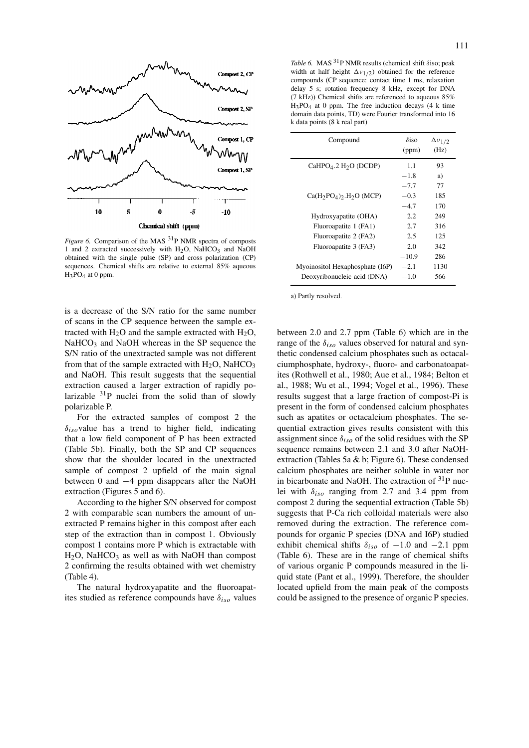*Figure 6.* Comparison of the MAS $^{31}$P NMR spectra of composts 1 and 2 extracted successively with $H_2O$, $NaHCO_3$ and NaOH obtained with the single pulse (SP) and cross polarization (CP) sequences. Chemical shifts are relative to external 85% aqueous $H_3PO_4$ at 0 ppm.

is a decrease of the S/N ratio for the same number of scans in the CP sequence between the sample extracted with $H_2O$ and the sample extracted with $H_2O$, $NaHCO_3$ and NaOH whereas in the SP sequence the S/N ratio of the unextracted sample was not different from that of the sample extracted with $H_2O$, $NaHCO_3$ and NaOH. This result suggests that the sequential extraction caused a larger extraction of rapidly polarizable $^{31}$P nuclei from the solid than of slowly polarizable P.

For the extracted samples of compost 2 the $\delta_{iso}$value has a trend to higher field, indicating that a low field component of P has been extracted (Table 5b). Finally, both the SP and CP sequences show that the shoulder located in the unextracted sample of compost 2 upfield of the main signal between 0 and −4 ppm disappears after the NaOH extraction (Figures 5 and 6).

According to the higher S/N observed for compost 2 with comparable scan numbers the amount of unextracted P remains higher in this compost after each step of the extraction than in compost 1. Obviously compost 1 contains more P which is extractable with $H_2O$, $NaHCO_3$ as well as with NaOH than compost 2 confirming the results obtained with wet chemistry (Table 4).

The natural hydroxyapatite and the fluoroapatites studied as reference compounds have $\delta_{iso}$ values between 2.0 and 2.7 ppm (Table 6) which are in the range of the $\delta_{iso}$ values observed for natural and synthetic condensed calcium phosphates such as octacalciumphosphate, hydroxy-, fluoro- and carbonatoapatites (Rothwell et al., 1980; Aue et al., 1984; Belton et al., 1988; Wu et al., 1994; Vogel et al., 1996). These results suggest that a large fraction of compost-Pi is present in the form of condensed calcium phosphates such as apatites or octacalcium phosphates. The sequential extraction gives results consistent with this assignment since $\delta_{iso}$ of the solid residues with the SP sequence remains between 2.1 and 3.0 after NaOH-extraction (Tables 5a & b; Figure 6). These condensed calcium phosphates are neither soluble in water nor in bicarbonate and NaOH. The extraction of $^{31}$P nuclei with $\delta_{iso}$ ranging from 2.7 and 3.4 ppm from compost 2 during the sequential extraction (Table 5b) suggests that P-Ca rich colloidal materials were also removed during the extraction. The reference compounds for organic P species (DNA and I6P) studied exhibit chemical shifts $\delta_{iso}$ of −1.0 and −2.1 ppm (Table 6). These are in the range of chemical shifts of various organic P compounds measured in the liquid state (Pant et al., 1999). Therefore, the shoulder located upfield from the main peak of the composts could be assigned to the presence of organic P species.

*Table 6.* MAS $^{31}$P NMR results (chemical shift δiso; peak width at half height $\Delta\nu_{1/2}$) obtained for the reference compounds (CP sequence: contact time 1 ms, relaxation delay 5 s; rotation frequency 8 kHz, except for DNA (7 kHz)) Chemical shifts are referenced to aqueous 85% $H_3PO_4$ at 0 ppm. The free induction decays (4 k time domain data points, TD) were Fourier transformed into 16 k data points (8 k real part)

| Compound | δiso (ppm) | $\Delta\nu_{1/2}$ (Hz) |
|---|---|---|
| $CaHPO_4.2\ H_2O$ (DCDP) | 1.1 | 93 |
| | −1.8 | a) |
| | −7.7 | 77 |
| $Ca(H_2PO_4)_2.H_2O$ (MCP) | −0.3 | 185 |
| | −4.7 | 170 |
| Hydroxyapatite (OHA) | 2.2 | 249 |
| Fluoroapatite 1 (FA1) | 2.7 | 316 |
| Fluoroapatite 2 (FA2) | 2.5 | 125 |
| Fluoroapatite 3 (FA3) | 2.0 | 342 |
| | −10.9 | 286 |
| Myoinositol Hexaphosphate (I6P) | −2.1 | 1130 |
| Deoxyribonucleic acid (DNA) | −1.0 | 566 |

a) Partly resolved.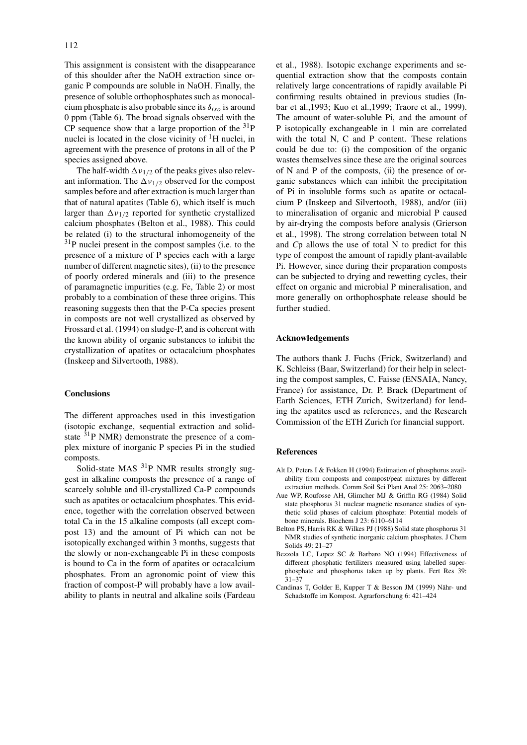This assignment is consistent with the disappearance of this shoulder after the NaOH extraction since organic P compounds are soluble in NaOH. Finally, the presence of soluble orthophosphates such as monocalcium phosphate is also probable since its $\delta_{iso}$ is around 0 ppm (Table 6). The broad signals observed with the CP sequence show that a large proportion of the $^{31}P$ nuclei is located in the close vicinity of $^{1}H$ nuclei, in agreement with the presence of protons in all of the P species assigned above.

The half-width $\Delta\nu_{1/2}$ of the peaks gives also relevant information. The $\Delta\nu_{1/2}$ observed for the compost samples before and after extraction is much larger than that of natural apatites (Table 6), which itself is much larger than $\Delta\nu_{1/2}$ reported for synthetic crystallized calcium phosphates (Belton et al., 1988). This could be related (i) to the structural inhomogeneity of the $^{31}P$ nuclei present in the compost samples (i.e. to the presence of a mixture of P species each with a large number of different magnetic sites), (ii) to the presence of poorly ordered minerals and (iii) to the presence of paramagnetic impurities (e.g. Fe, Table 2) or most probably to a combination of these three origins. This reasoning suggests then that the P-Ca species present in composts are not well crystallized as observed by Frossard et al. (1994) on sludge-P, and is coherent with the known ability of organic substances to inhibit the crystallization of apatites or octacalcium phosphates (Inskeep and Silvertooth, 1988).

## Conclusions

The different approaches used in this investigation (isotopic exchange, sequential extraction and solid-state $^{31}P$ NMR) demonstrate the presence of a complex mixture of inorganic P species Pi in the studied composts.

Solid-state MAS $^{31}P$ NMR results strongly suggest in alkaline composts the presence of a range of scarcely soluble and ill-crystallized Ca-P compounds such as apatites or octacalcium phosphates. This evidence, together with the correlation observed between total Ca in the 15 alkaline composts (all except compost 13) and the amount of Pi which can not be isotopically exchanged within 3 months, suggests that the slowly or non-exchangeable Pi in these composts is bound to Ca in the form of apatites or octacalcium phosphates. From an agronomic point of view this fraction of compost-P will probably have a low availability to plants in neutral and alkaline soils (Fardeau et al., 1988). Isotopic exchange experiments and sequential extraction show that the composts contain relatively large concentrations of rapidly available Pi confirming results obtained in previous studies (Inbar et al.,1993; Kuo et al.,1999; Traore et al., 1999). The amount of water-soluble Pi, and the amount of P isotopically exchangeable in 1 min are correlated with the total N, C and P content. These relations could be due to: (i) the composition of the organic wastes themselves since these are the original sources of N and P of the composts, (ii) the presence of organic substances which can inhibit the precipitation of Pi in insoluble forms such as apatite or octacalcium P (Inskeep and Silvertooth, 1988), and/or (iii) to mineralisation of organic and microbial P caused by air-drying the composts before analysis (Grierson et al., 1998). The strong correlation between total N and *C*p allows the use of total N to predict for this type of compost the amount of rapidly plant-available Pi. However, since during their preparation composts can be subjected to drying and rewetting cycles, their effect on organic and microbial P mineralisation, and more generally on orthophosphate release should be further studied.

## Acknowledgements

The authors thank J. Fuchs (Frick, Switzerland) and K. Schleiss (Baar, Switzerland) for their help in selecting the compost samples, C. Faisse (ENSAIA, Nancy, France) for assistance, Dr. P. Brack (Department of Earth Sciences, ETH Zurich, Switzerland) for lending the apatites used as references, and the Research Commission of the ETH Zurich for financial support.

## References

- Alt D, Peters I & Fokken H (1994) Estimation of phosphorus availability from composts and compost/peat mixtures by different extraction methods. Comm Soil Sci Plant Anal 25: 2063–2080
- Aue WP, Roufosse AH, Glimcher MJ & Griffin RG (1984) Solid state phosphorus 31 nuclear magnetic resonance studies of synthetic solid phases of calcium phosphate: Potential models of bone minerals. Biochem J 23: 6110–6114
- Belton PS, Harris RK & Wilkes PJ (1988) Solid state phosphorus 31 NMR studies of synthetic inorganic calcium phosphates. J Chem Solids 49: 21–27
- Bezzola LC, Lopez SC & Barbaro NO (1994) Effectiveness of different phosphatic fertilizers measured using labelled superphosphate and phosphorus taken up by plants. Fert Res 39: 31–37
- Candinas T, Golder E, Kupper T & Besson JM (1999) Nähr- und Schadstoffe im Kompost. Agrarforschung 6: 421–424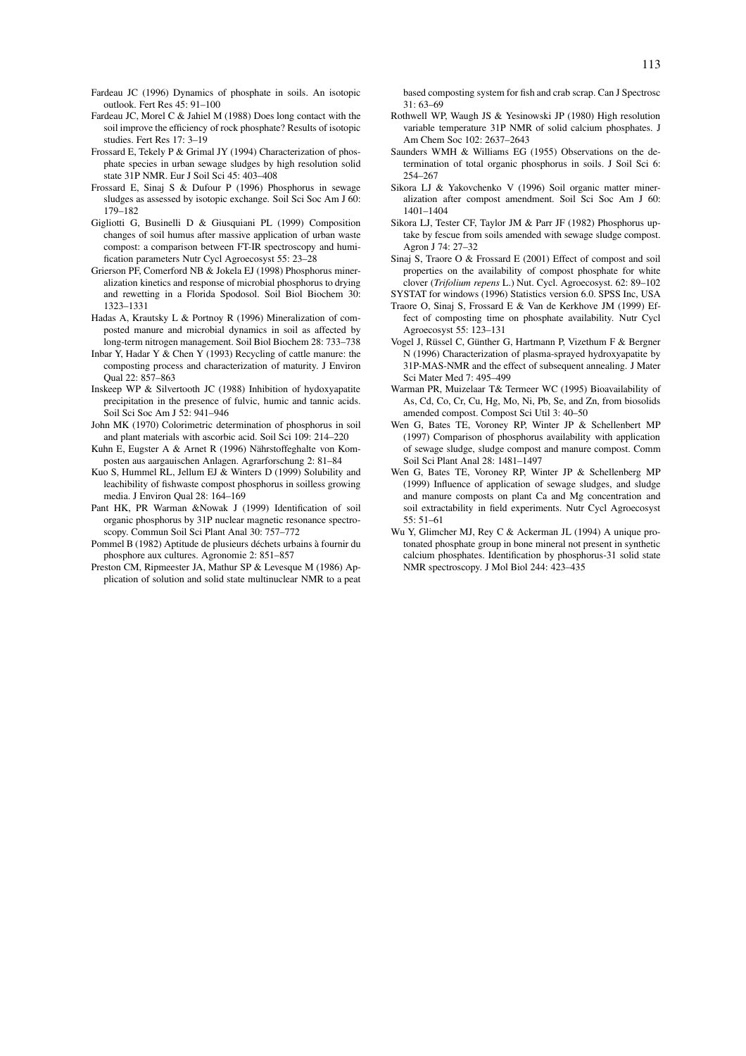Fardeau JC (1996) Dynamics of phosphate in soils. An isotopic outlook. Fert Res 45: 91–100

Fardeau JC, Morel C & Jahiel M (1988) Does long contact with the soil improve the efficiency of rock phosphate? Results of isotopic studies. Fert Res 17: 3–19

Frossard E, Tekely P & Grimal JY (1994) Characterization of phosphate species in urban sewage sludges by high resolution solid state 31P NMR. Eur J Soil Sci 45: 403–408

Frossard E, Sinaj S & Dufour P (1996) Phosphorus in sewage sludges as assessed by isotopic exchange. Soil Sci Soc Am J 60: 179–182

Gigliotti G, Businelli D & Giusquiani PL (1999) Composition changes of soil humus after massive application of urban waste compost: a comparison between FT-IR spectroscopy and humification parameters Nutr Cycl Agroecosyst 55: 23–28

Grierson PF, Comerford NB & Jokela EJ (1998) Phosphorus mineralization kinetics and response of microbial phosphorus to drying and rewetting in a Florida Spodosol. Soil Biol Biochem 30: 1323–1331

Hadas A, Krautsky L & Portnoy R (1996) Mineralization of composted manure and microbial dynamics in soil as affected by long-term nitrogen management. Soil Biol Biochem 28: 733–738

Inbar Y, Hadar Y & Chen Y (1993) Recycling of cattle manure: the composting process and characterization of maturity. J Environ Qual 22: 857–863

Inskeep WP & Silvertooth JC (1988) Inhibition of hydoxyapatite precipitation in the presence of fulvic, humic and tannic acids. Soil Sci Soc Am J 52: 941–946

John MK (1970) Colorimetric determination of phosphorus in soil and plant materials with ascorbic acid. Soil Sci 109: 214–220

Kuhn E, Eugster A & Arnet R (1996) Nährstoffeghalte von Komposten aus aargauischen Anlagen. Agrarforschung 2: 81–84

Kuo S, Hummel RL, Jellum EJ & Winters D (1999) Solubility and leachibility of fishwaste compost phosphorus in soilless growing media. J Environ Qual 28: 164–169

Pant HK, PR Warman &Nowak J (1999) Identification of soil organic phosphorus by 31P nuclear magnetic resonance spectroscopy. Commun Soil Sci Plant Anal 30: 757–772

Pommel B (1982) Aptitude de plusieurs déchets urbains à fournir du phosphore aux cultures. Agronomie 2: 851–857

Preston CM, Ripmeester JA, Mathur SP & Levesque M (1986) Application of solution and solid state multinuclear NMR to a peat based composting system for fish and crab scrap. Can J Spectrosc 31: 63–69

Rothwell WP, Waugh JS & Yesinowski JP (1980) High resolution variable temperature 31P NMR of solid calcium phosphates. J Am Chem Soc 102: 2637–2643

Saunders WMH & Williams EG (1955) Observations on the determination of total organic phosphorus in soils. J Soil Sci 6: 254–267

Sikora LJ & Yakovchenko V (1996) Soil organic matter mineralization after compost amendment. Soil Sci Soc Am J 60: 1401–1404

Sikora LJ, Tester CF, Taylor JM & Parr JF (1982) Phosphorus uptake by fescue from soils amended with sewage sludge compost. Agron J 74: 27–32

Sinaj S, Traore O & Frossard E (2001) Effect of compost and soil properties on the availability of compost phosphate for white clover (*Trifolium repens* L.) Nut. Cycl. Agroecosyst. 62: 89–102

SYSTAT for windows (1996) Statistics version 6.0. SPSS Inc, USA

Traore O, Sinaj S, Frossard E & Van de Kerkhove JM (1999) Effect of composting time on phosphate availability. Nutr Cycl Agroecosyst 55: 123–131

Vogel J, Rüssel C, Günther G, Hartmann P, Vizethum F & Bergner N (1996) Characterization of plasma-sprayed hydroxyapatite by 31P-MAS-NMR and the effect of subsequent annealing. J Mater Sci Mater Med 7: 495–499

Warman PR, Muizelaar T& Termeer WC (1995) Bioavailability of As, Cd, Co, Cr, Cu, Hg, Mo, Ni, Pb, Se, and Zn, from biosolids amended compost. Compost Sci Util 3: 40–50

Wen G, Bates TE, Voroney RP, Winter JP & Schellenbert MP (1997) Comparison of phosphorus availability with application of sewage sludge, sludge compost and manure compost. Comm Soil Sci Plant Anal 28: 1481–1497

Wen G, Bates TE, Voroney RP, Winter JP & Schellenberg MP (1999) Influence of application of sewage sludges, and sludge and manure composts on plant Ca and Mg concentration and soil extractability in field experiments. Nutr Cycl Agroecosyst 55: 51–61

Wu Y, Glimcher MJ, Rey C & Ackerman JL (1994) A unique protonated phosphate group in bone mineral not present in synthetic calcium phosphates. Identification by phosphorus-31 solid state NMR spectroscopy. J Mol Biol 244: 423–435